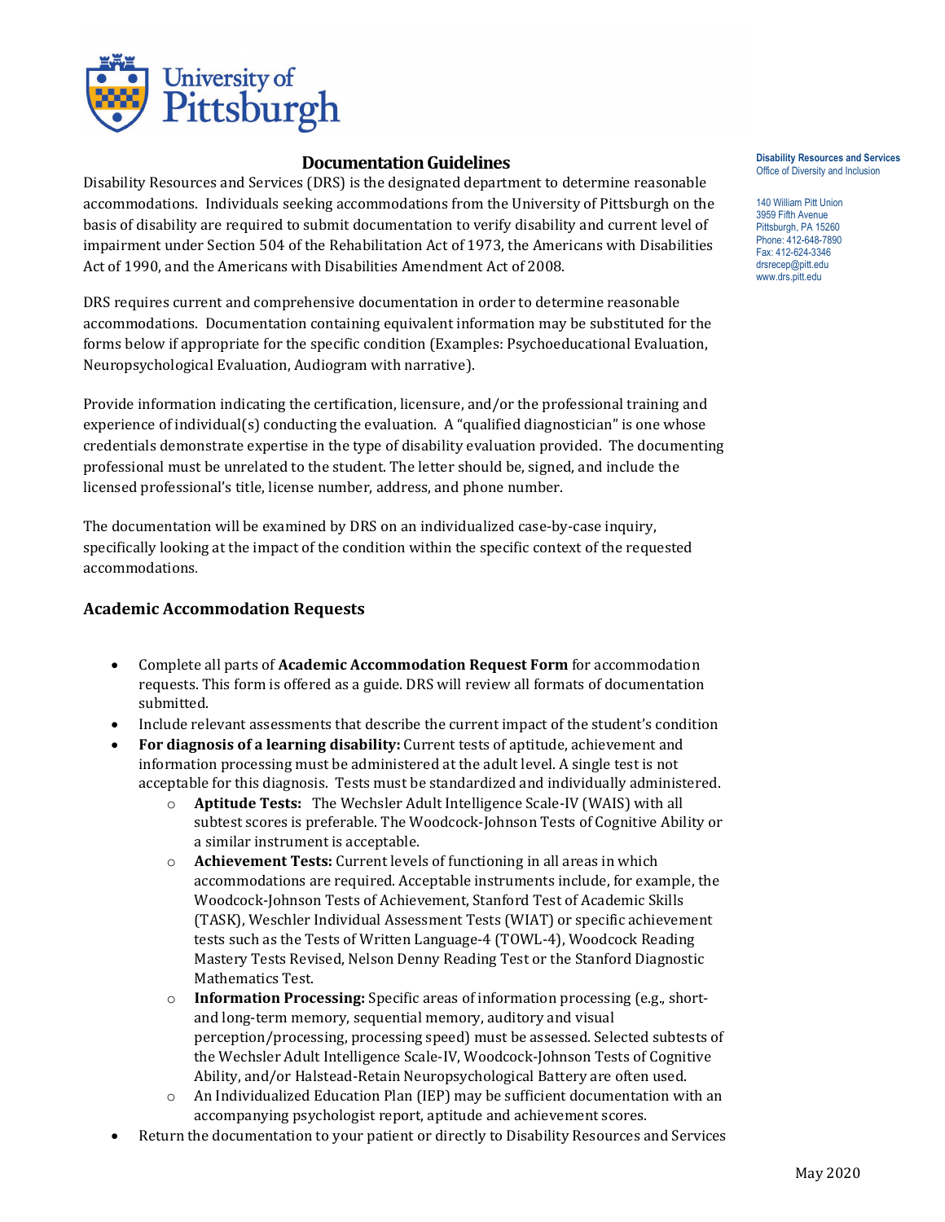University of Pittsburgh

# Documentation Guidelines

**Disability Resources and Services**
Office of Diversity and Inclusion

140 William Pitt Union
3959 Fifth Avenue
Pittsburgh, PA 15260
Phone: 412-648-7890
Fax: 412-624-3346
drsrecep@pitt.edu
www.drs.pitt.edu

Disability Resources and Services (DRS) is the designated department to determine reasonable accommodations. Individuals seeking accommodations from the University of Pittsburgh on the basis of disability are required to submit documentation to verify disability and current level of impairment under Section 504 of the Rehabilitation Act of 1973, the Americans with Disabilities Act of 1990, and the Americans with Disabilities Amendment Act of 2008.

DRS requires current and comprehensive documentation in order to determine reasonable accommodations. Documentation containing equivalent information may be substituted for the forms below if appropriate for the specific condition (Examples: Psychoeducational Evaluation, Neuropsychological Evaluation, Audiogram with narrative).

Provide information indicating the certification, licensure, and/or the professional training and experience of individual(s) conducting the evaluation. A "qualified diagnostician" is one whose credentials demonstrate expertise in the type of disability evaluation provided. The documenting professional must be unrelated to the student. The letter should be, signed, and include the licensed professional's title, license number, address, and phone number.

The documentation will be examined by DRS on an individualized case-by-case inquiry, specifically looking at the impact of the condition within the specific context of the requested accommodations.

## Academic Accommodation Requests

- Complete all parts of **Academic Accommodation Request Form** for accommodation requests. This form is offered as a guide. DRS will review all formats of documentation submitted.
- Include relevant assessments that describe the current impact of the student's condition
- **For diagnosis of a learning disability:** Current tests of aptitude, achievement and information processing must be administered at the adult level. A single test is not acceptable for this diagnosis. Tests must be standardized and individually administered.
    - **Aptitude Tests:** The Wechsler Adult Intelligence Scale-IV (WAIS) with all subtest scores is preferable. The Woodcock-Johnson Tests of Cognitive Ability or a similar instrument is acceptable.
    - **Achievement Tests:** Current levels of functioning in all areas in which accommodations are required. Acceptable instruments include, for example, the Woodcock-Johnson Tests of Achievement, Stanford Test of Academic Skills (TASK), Weschler Individual Assessment Tests (WIAT) or specific achievement tests such as the Tests of Written Language-4 (TOWL-4), Woodcock Reading Mastery Tests Revised, Nelson Denny Reading Test or the Stanford Diagnostic Mathematics Test.
    - **Information Processing:** Specific areas of information processing (e.g., short- and long-term memory, sequential memory, auditory and visual perception/processing, processing speed) must be assessed. Selected subtests of the Wechsler Adult Intelligence Scale-IV, Woodcock-Johnson Tests of Cognitive Ability, and/or Halstead-Retain Neuropsychological Battery are often used.
    - An Individualized Education Plan (IEP) may be sufficient documentation with an accompanying psychologist report, aptitude and achievement scores.
- Return the documentation to your patient or directly to Disability Resources and Services

May 2020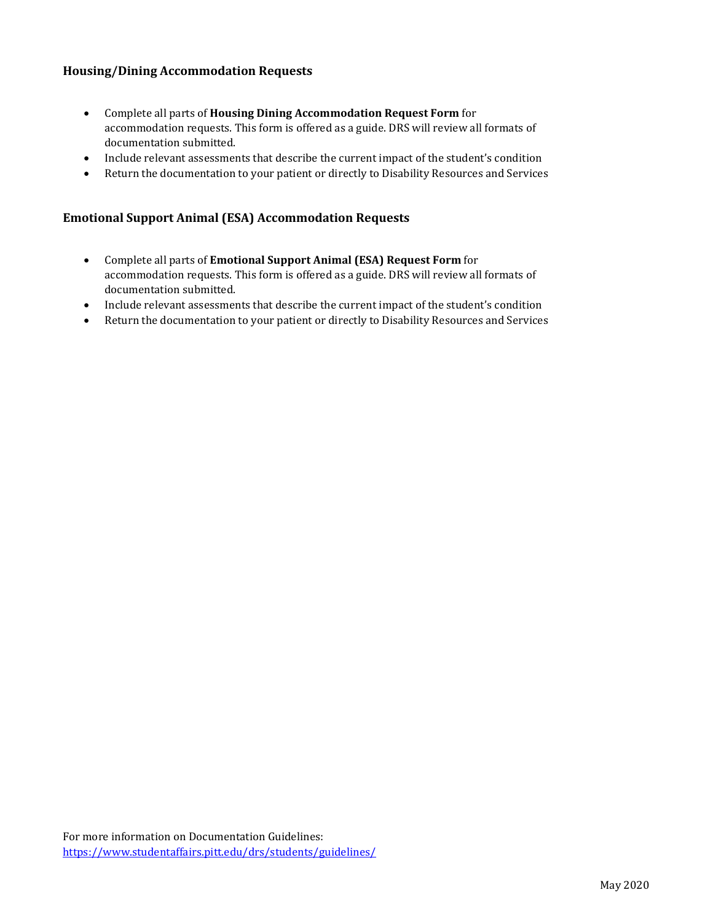### Housing/Dining Accommodation Requests

- Complete all parts of **Housing Dining Accommodation Request Form** for accommodation requests. This form is offered as a guide. DRS will review all formats of documentation submitted.
- Include relevant assessments that describe the current impact of the student's condition
- Return the documentation to your patient or directly to Disability Resources and Services

### Emotional Support Animal (ESA) Accommodation Requests

- Complete all parts of **Emotional Support Animal (ESA) Request Form** for accommodation requests. This form is offered as a guide. DRS will review all formats of documentation submitted.
- Include relevant assessments that describe the current impact of the student's condition
- Return the documentation to your patient or directly to Disability Resources and Services

For more information on Documentation Guidelines:
https://www.studentaffairs.pitt.edu/drs/students/guidelines/

May 2020